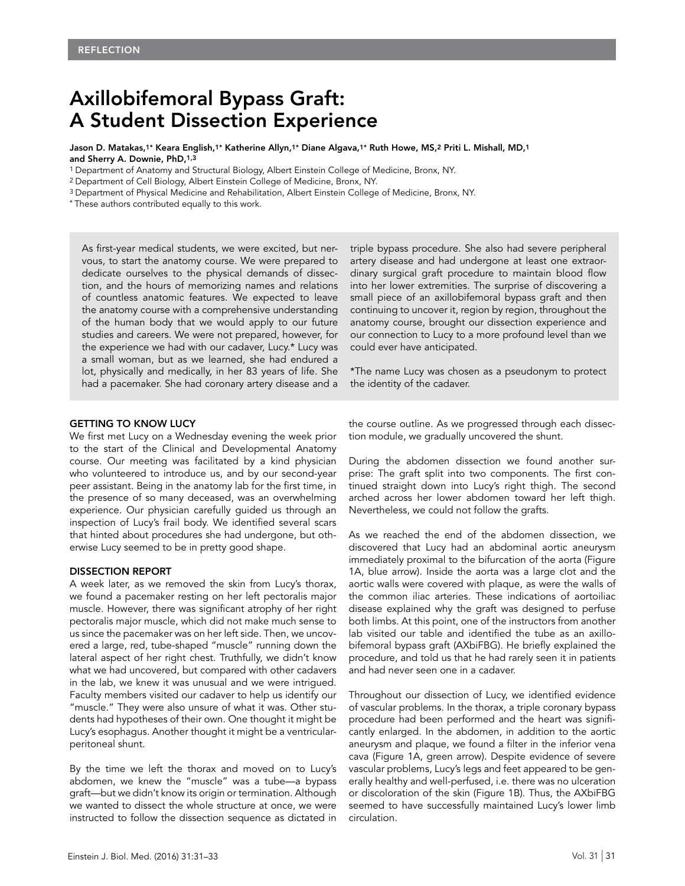REFLECTION

# Axillobifemoral Bypass Graft: A Student Dissection Experience

**Jason D. Matakas,[1]* Keara English,[1]* Katherine Allyn,[1]* Diane Algava,[1]* Ruth Howe, MS,[2] Priti L. Mishall, MD,[1] and Sherry A. Downie, PhD,[1,3]**

[1] Department of Anatomy and Structural Biology, Albert Einstein College of Medicine, Bronx, NY.
[2] Department of Cell Biology, Albert Einstein College of Medicine, Bronx, NY.
[3] Department of Physical Medicine and Rehabilitation, Albert Einstein College of Medicine, Bronx, NY.
* These authors contributed equally to this work.

As first-year medical students, we were excited, but nervous, to start the anatomy course. We were prepared to dedicate ourselves to the physical demands of dissection, and the hours of memorizing names and relations of countless anatomic features. We expected to leave the anatomy course with a comprehensive understanding of the human body that we would apply to our future studies and careers. We were not prepared, however, for the experience we had with our cadaver, Lucy.* Lucy was a small woman, but as we learned, she had endured a lot, physically and medically, in her 83 years of life. She had a pacemaker. She had coronary artery disease and a triple bypass procedure. She also had severe peripheral artery disease and had undergone at least one extraordinary surgical graft procedure to maintain blood flow into her lower extremities. The surprise of discovering a small piece of an axillobifemoral bypass graft and then continuing to uncover it, region by region, throughout the anatomy course, brought our dissection experience and our connection to Lucy to a more profound level than we could ever have anticipated.

*The name Lucy was chosen as a pseudonym to protect the identity of the cadaver.

## GETTING TO KNOW LUCY

We first met Lucy on a Wednesday evening the week prior to the start of the Clinical and Developmental Anatomy course. Our meeting was facilitated by a kind physician who volunteered to introduce us, and by our second-year peer assistant. Being in the anatomy lab for the first time, in the presence of so many deceased, was an overwhelming experience. Our physician carefully guided us through an inspection of Lucy's frail body. We identified several scars that hinted about procedures she had undergone, but otherwise Lucy seemed to be in pretty good shape.

## DISSECTION REPORT

A week later, as we removed the skin from Lucy's thorax, we found a pacemaker resting on her left pectoralis major muscle. However, there was significant atrophy of her right pectoralis major muscle, which did not make much sense to us since the pacemaker was on her left side. Then, we uncovered a large, red, tube-shaped "muscle" running down the lateral aspect of her right chest. Truthfully, we didn't know what we had uncovered, but compared with other cadavers in the lab, we knew it was unusual and we were intrigued. Faculty members visited our cadaver to help us identify our "muscle." They were also unsure of what it was. Other students had hypotheses of their own. One thought it might be Lucy's esophagus. Another thought it might be a ventricular-peritoneal shunt.

By the time we left the thorax and moved on to Lucy's abdomen, we knew the "muscle" was a tube—a bypass graft—but we didn't know its origin or termination. Although we wanted to dissect the whole structure at once, we were instructed to follow the dissection sequence as dictated in the course outline. As we progressed through each dissection module, we gradually uncovered the shunt.

During the abdomen dissection we found another surprise: The graft split into two components. The first continued straight down into Lucy's right thigh. The second arched across her lower abdomen toward her left thigh. Nevertheless, we could not follow the grafts.

As we reached the end of the abdomen dissection, we discovered that Lucy had an abdominal aortic aneurysm immediately proximal to the bifurcation of the aorta (Figure 1A, blue arrow). Inside the aorta was a large clot and the aortic walls were covered with plaque, as were the walls of the common iliac arteries. These indications of aortoiliac disease explained why the graft was designed to perfuse both limbs. At this point, one of the instructors from another lab visited our table and identified the tube as an axillobifemoral bypass graft (AXbiFBG). He briefly explained the procedure, and told us that he had rarely seen it in patients and had never seen one in a cadaver.

Throughout our dissection of Lucy, we identified evidence of vascular problems. In the thorax, a triple coronary bypass procedure had been performed and the heart was significantly enlarged. In the abdomen, in addition to the aortic aneurysm and plaque, we found a filter in the inferior vena cava (Figure 1A, green arrow). Despite evidence of severe vascular problems, Lucy's legs and feet appeared to be generally healthy and well-perfused, i.e. there was no ulceration or discoloration of the skin (Figure 1B). Thus, the AXbiFBG seemed to have successfully maintained Lucy's lower limb circulation.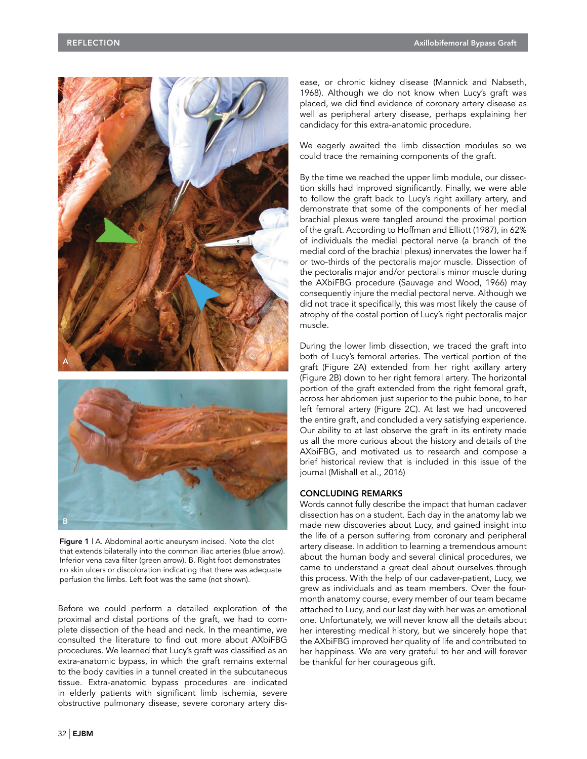Figure 1 | A. Abdominal aortic aneurysm incised. Note the clot that extends bilaterally into the common iliac arteries (blue arrow). Inferior vena cava filter (green arrow). B. Right foot demonstrates no skin ulcers or discoloration indicating that there was adequate perfusion the limbs. Left foot was the same (not shown).

Before we could perform a detailed exploration of the proximal and distal portions of the graft, we had to complete dissection of the head and neck. In the meantime, we consulted the literature to find out more about AXbiFBG procedures. We learned that Lucy's graft was classified as an extra-anatomic bypass, in which the graft remains external to the body cavities in a tunnel created in the subcutaneous tissue. Extra-anatomic bypass procedures are indicated in elderly patients with significant limb ischemia, severe obstructive pulmonary disease, severe coronary artery disease, or chronic kidney disease (Mannick and Nabseth, 1968). Although we do not know when Lucy's graft was placed, we did find evidence of coronary artery disease as well as peripheral artery disease, perhaps explaining her candidacy for this extra-anatomic procedure.

We eagerly awaited the limb dissection modules so we could trace the remaining components of the graft.

By the time we reached the upper limb module, our dissection skills had improved significantly. Finally, we were able to follow the graft back to Lucy's right axillary artery, and demonstrate that some of the components of her medial brachial plexus were tangled around the proximal portion of the graft. According to Hoffman and Elliott (1987), in 62% of individuals the medial pectoral nerve (a branch of the medial cord of the brachial plexus) innervates the lower half or two-thirds of the pectoralis major muscle. Dissection of the pectoralis major and/or pectoralis minor muscle during the AXbiFBG procedure (Sauvage and Wood, 1966) may consequently injure the medial pectoral nerve. Although we did not trace it specifically, this was most likely the cause of atrophy of the costal portion of Lucy's right pectoralis major muscle.

During the lower limb dissection, we traced the graft into both of Lucy's femoral arteries. The vertical portion of the graft (Figure 2A) extended from her right axillary artery (Figure 2B) down to her right femoral artery. The horizontal portion of the graft extended from the right femoral graft, across her abdomen just superior to the pubic bone, to her left femoral artery (Figure 2C). At last we had uncovered the entire graft, and concluded a very satisfying experience. Our ability to at last observe the graft in its entirety made us all the more curious about the history and details of the AXbiFBG, and motivated us to research and compose a brief historical review that is included in this issue of the journal (Mishall et al., 2016)

## CONCLUDING REMARKS

Words cannot fully describe the impact that human cadaver dissection has on a student. Each day in the anatomy lab we made new discoveries about Lucy, and gained insight into the life of a person suffering from coronary and peripheral artery disease. In addition to learning a tremendous amount about the human body and several clinical procedures, we came to understand a great deal about ourselves through this process. With the help of our cadaver-patient, Lucy, we grew as individuals and as team members. Over the four-month anatomy course, every member of our team became attached to Lucy, and our last day with her was an emotional one. Unfortunately, we will never know all the details about her interesting medical history, but we sincerely hope that the AXbiFBG improved her quality of life and contributed to her happiness. We are very grateful to her and will forever be thankful for her courageous gift.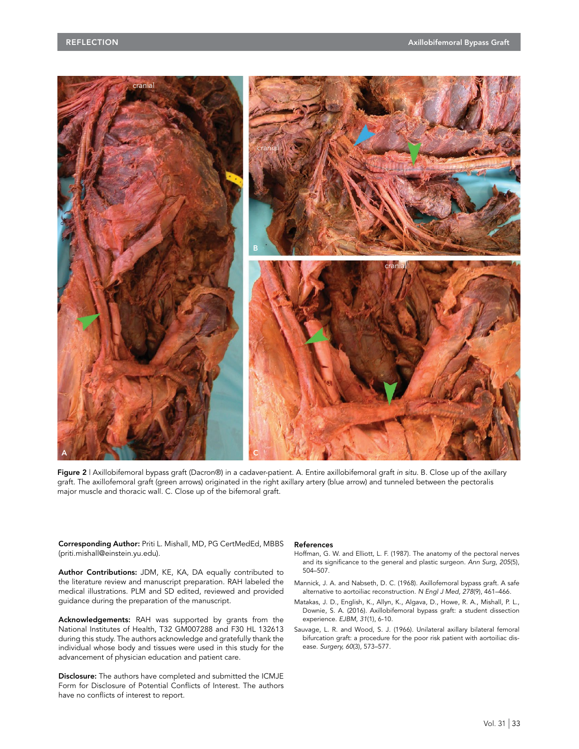Figure 2 | Axillobifemoral bypass graft (Dacron®) in a cadaver-patient. A. Entire axillobifemoral graft *in situ*. B. Close up of the axillary graft. The axillofemoral graft (green arrows) originated in the right axillary artery (blue arrow) and tunneled between the pectoralis major muscle and thoracic wall. C. Close up of the bifemoral graft.

**Corresponding Author:** Priti L. Mishall, MD, PG CertMedEd, MBBS (priti.mishall@einstein.yu.edu).

**Author Contributions:** JDM, KE, KA, DA equally contributed to the literature review and manuscript preparation. RAH labeled the medical illustrations. PLM and SD edited, reviewed and provided guidance during the preparation of the manuscript.

**Acknowledgements:** RAH was supported by grants from the National Institutes of Health, T32 GM007288 and F30 HL 132613 during this study. The authors acknowledge and gratefully thank the individual whose body and tissues were used in this study for the advancement of physician education and patient care.

**Disclosure:** The authors have completed and submitted the ICMJE Form for Disclosure of Potential Conflicts of Interest. The authors have no conflicts of interest to report.

## References

Hoffman, G. W. and Elliott, L. F. (1987). The anatomy of the pectoral nerves and its significance to the general and plastic surgeon. *Ann Surg, 205*(5), 504–507.

Mannick, J. A. and Nabseth, D. C. (1968). Axillofemoral bypass graft. A safe alternative to aortoiliac reconstruction. *N Engl J Med, 278*(9), 461–466.

Matakas, J. D., English, K., Allyn, K., Algava, D., Howe, R. A., Mishall, P. L., Downie, S. A. (2016). Axillobifemoral bypass graft: a student dissection experience. *EJBM, 31*(1), 6-10.

Sauvage, L. R. and Wood, S. J. (1966). Unilateral axillary bilateral femoral bifurcation graft: a procedure for the poor risk patient with aortoiliac disease. *Surgery, 60*(3), 573–577.